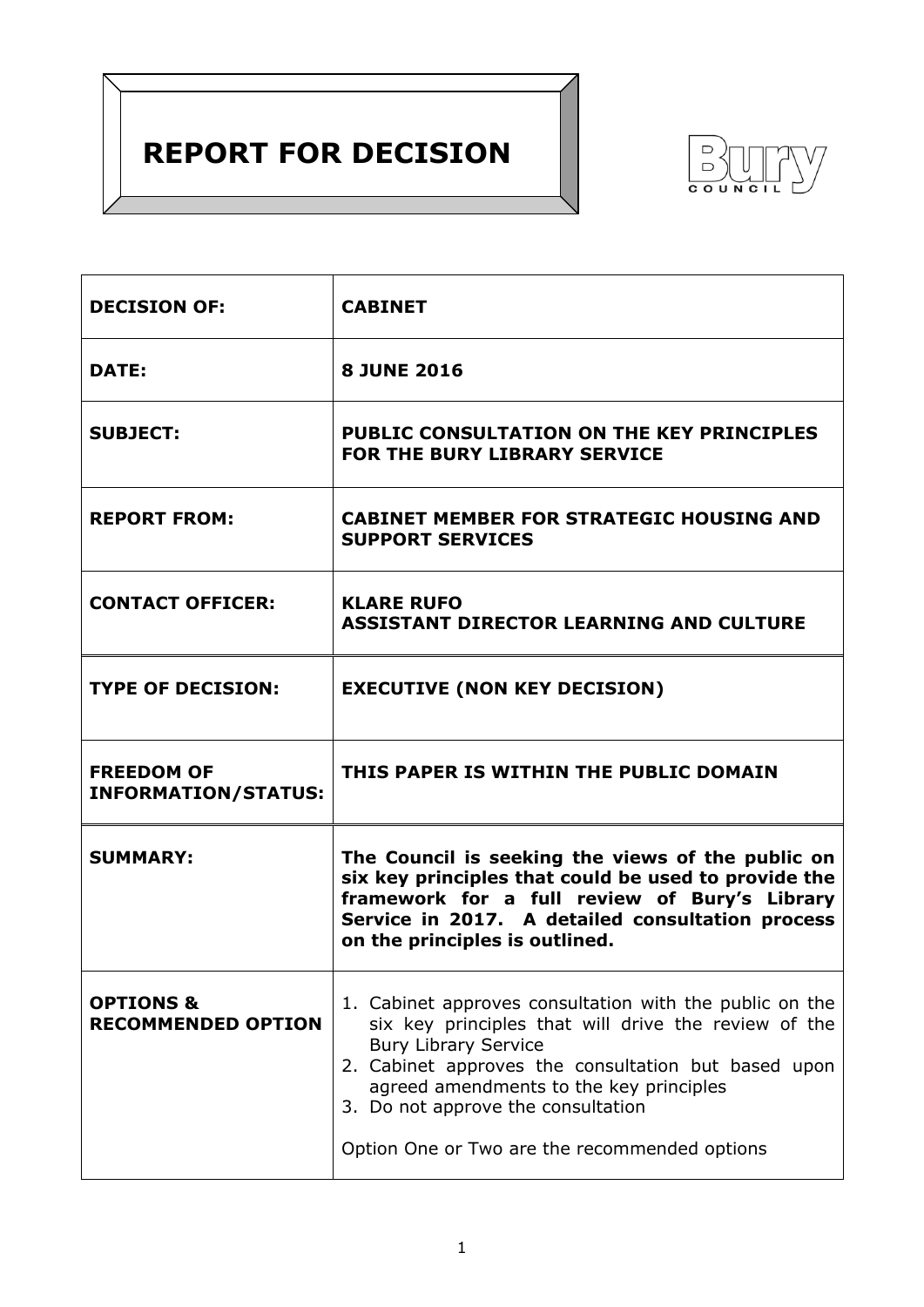# REPORT FOR DECISION

| | |
|---|---|
| **DECISION OF:** | **CABINET** |
| **DATE:** | **8 JUNE 2016** |
| **SUBJECT:** | **PUBLIC CONSULTATION ON THE KEY PRINCIPLES FOR THE BURY LIBRARY SERVICE** |
| **REPORT FROM:** | **CABINET MEMBER FOR STRATEGIC HOUSING AND SUPPORT SERVICES** |
| **CONTACT OFFICER:** | **KLARE RUFO**<br>**ASSISTANT DIRECTOR LEARNING AND CULTURE** |
| **TYPE OF DECISION:** | **EXECUTIVE (NON KEY DECISION)** |
| **FREEDOM OF INFORMATION/STATUS:** | **THIS PAPER IS WITHIN THE PUBLIC DOMAIN** |
| **SUMMARY:** | **The Council is seeking the views of the public on six key principles that could be used to provide the framework for a full review of Bury's Library Service in 2017. A detailed consultation process on the principles is outlined.** |
| **OPTIONS & RECOMMENDED OPTION** | 1. Cabinet approves consultation with the public on the six key principles that will drive the review of the Bury Library Service<br>2. Cabinet approves the consultation but based upon agreed amendments to the key principles<br>3. Do not approve the consultation<br><br>Option One or Two are the recommended options |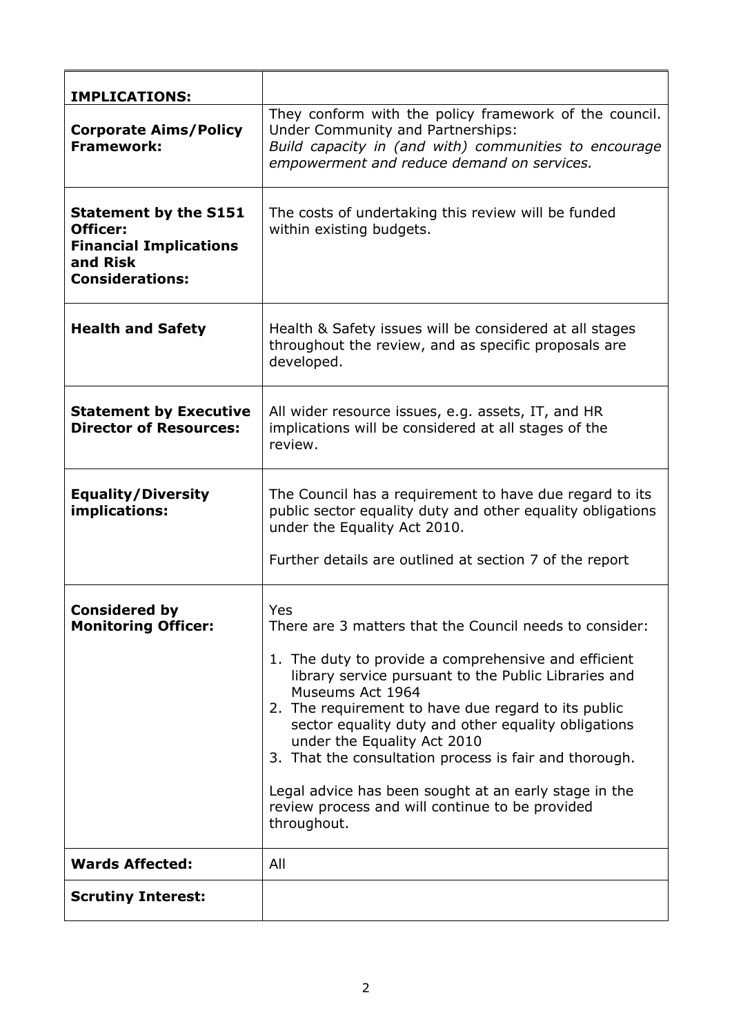| **IMPLICATIONS:** | |
|---|---|
| **Corporate Aims/Policy Framework:** | They conform with the policy framework of the council. Under Community and Partnerships:<br>*Build capacity in (and with) communities to encourage empowerment and reduce demand on services.* |
| **Statement by the S151 Officer:**<br>**Financial Implications and Risk Considerations:** | The costs of undertaking this review will be funded within existing budgets. |
| **Health and Safety** | Health & Safety issues will be considered at all stages throughout the review, and as specific proposals are developed. |
| **Statement by Executive Director of Resources:** | All wider resource issues, e.g. assets, IT, and HR implications will be considered at all stages of the review. |
| **Equality/Diversity implications:** | The Council has a requirement to have due regard to its public sector equality duty and other equality obligations under the Equality Act 2010.<br><br>Further details are outlined at section 7 of the report |
| **Considered by Monitoring Officer:** | Yes<br>There are 3 matters that the Council needs to consider:<br><br>1. The duty to provide a comprehensive and efficient library service pursuant to the Public Libraries and Museums Act 1964<br>2. The requirement to have due regard to its public sector equality duty and other equality obligations under the Equality Act 2010<br>3. That the consultation process is fair and thorough.<br><br>Legal advice has been sought at an early stage in the review process and will continue to be provided throughout. |
| **Wards Affected:** | All |
| **Scrutiny Interest:** | |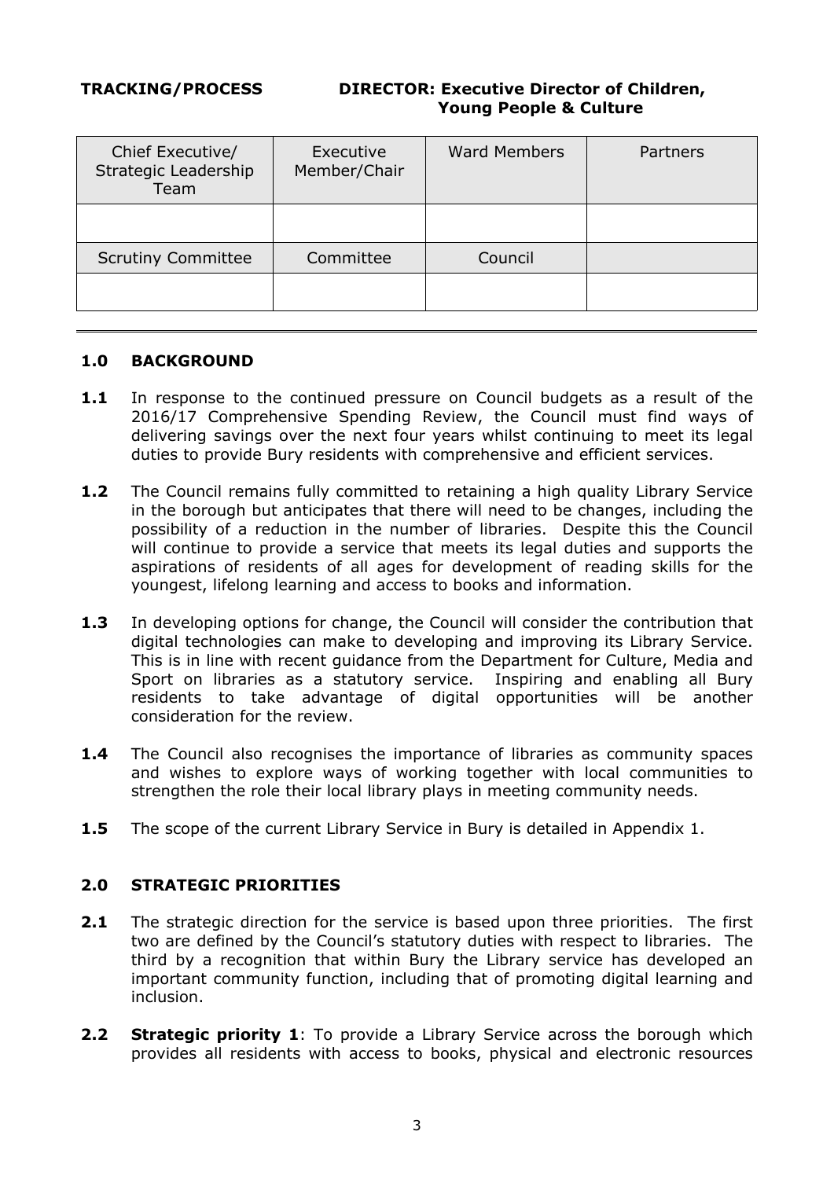**TRACKING/PROCESS** **DIRECTOR: Executive Director of Children, Young People & Culture**

| Chief Executive/ Strategic Leadership Team | Executive Member/Chair | Ward Members | Partners |
|---|---|---|---|
| | | | |
| Scrutiny Committee | Committee | Council | |
| | | | |

## 1.0 BACKGROUND

**1.1** In response to the continued pressure on Council budgets as a result of the 2016/17 Comprehensive Spending Review, the Council must find ways of delivering savings over the next four years whilst continuing to meet its legal duties to provide Bury residents with comprehensive and efficient services.

**1.2** The Council remains fully committed to retaining a high quality Library Service in the borough but anticipates that there will need to be changes, including the possibility of a reduction in the number of libraries. Despite this the Council will continue to provide a service that meets its legal duties and supports the aspirations of residents of all ages for development of reading skills for the youngest, lifelong learning and access to books and information.

**1.3** In developing options for change, the Council will consider the contribution that digital technologies can make to developing and improving its Library Service. This is in line with recent guidance from the Department for Culture, Media and Sport on libraries as a statutory service. Inspiring and enabling all Bury residents to take advantage of digital opportunities will be another consideration for the review.

**1.4** The Council also recognises the importance of libraries as community spaces and wishes to explore ways of working together with local communities to strengthen the role their local library plays in meeting community needs.

**1.5** The scope of the current Library Service in Bury is detailed in Appendix 1.

## 2.0 STRATEGIC PRIORITIES

**2.1** The strategic direction for the service is based upon three priorities. The first two are defined by the Council's statutory duties with respect to libraries. The third by a recognition that within Bury the Library service has developed an important community function, including that of promoting digital learning and inclusion.

**2.2** **Strategic priority 1**: To provide a Library Service across the borough which provides all residents with access to books, physical and electronic resources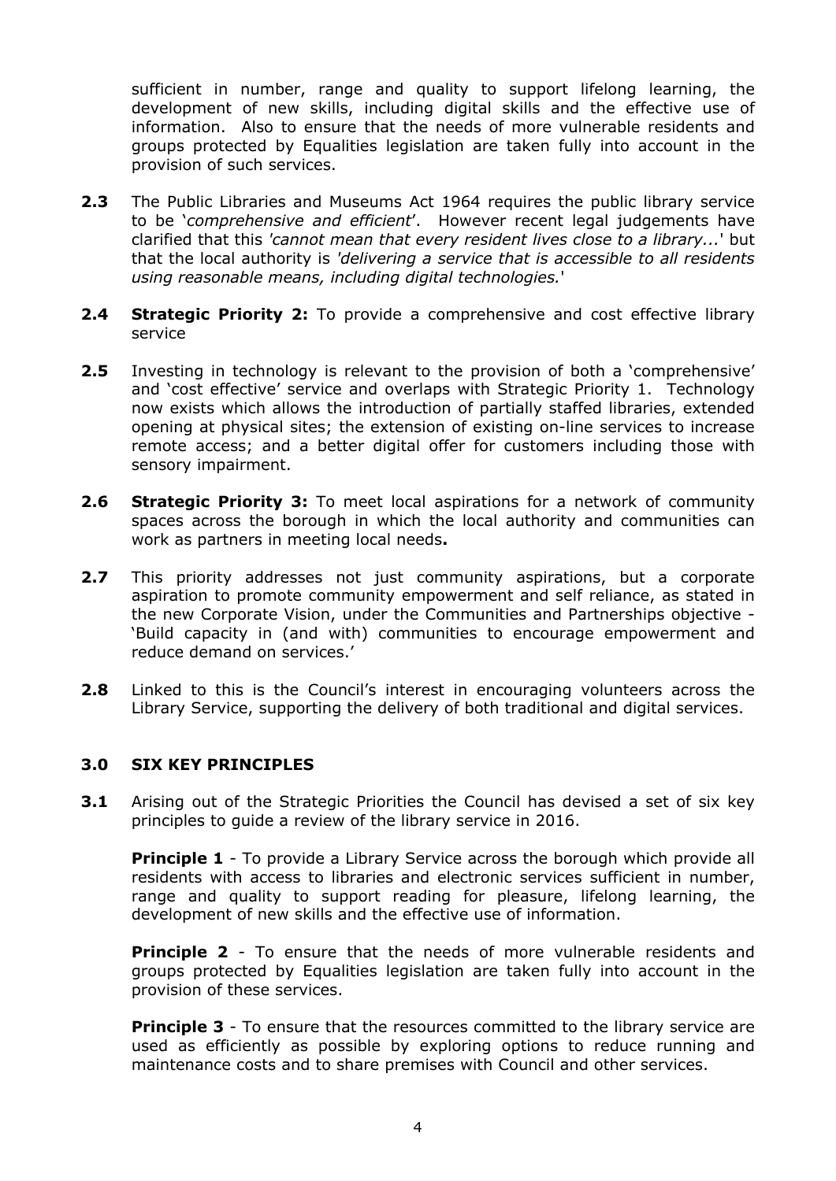sufficient in number, range and quality to support lifelong learning, the development of new skills, including digital skills and the effective use of information. Also to ensure that the needs of more vulnerable residents and groups protected by Equalities legislation are taken fully into account in the provision of such services.

**2.3** The Public Libraries and Museums Act 1964 requires the public library service to be '*comprehensive and efficient*'. However recent legal judgements have clarified that this *'cannot mean that every resident lives close to a library...*' but that the local authority is *'delivering a service that is accessible to all residents using reasonable means, including digital technologies.*'

**2.4** **Strategic Priority 2:** To provide a comprehensive and cost effective library service

**2.5** Investing in technology is relevant to the provision of both a 'comprehensive' and 'cost effective' service and overlaps with Strategic Priority 1. Technology now exists which allows the introduction of partially staffed libraries, extended opening at physical sites; the extension of existing on-line services to increase remote access; and a better digital offer for customers including those with sensory impairment.

**2.6** **Strategic Priority 3:** To meet local aspirations for a network of community spaces across the borough in which the local authority and communities can work as partners in meeting local needs**.**

**2.7** This priority addresses not just community aspirations, but a corporate aspiration to promote community empowerment and self reliance, as stated in the new Corporate Vision, under the Communities and Partnerships objective - 'Build capacity in (and with) communities to encourage empowerment and reduce demand on services.'

**2.8** Linked to this is the Council's interest in encouraging volunteers across the Library Service, supporting the delivery of both traditional and digital services.

## 3.0 SIX KEY PRINCIPLES

**3.1** Arising out of the Strategic Priorities the Council has devised a set of six key principles to guide a review of the library service in 2016.

**Principle 1** - To provide a Library Service across the borough which provide all residents with access to libraries and electronic services sufficient in number, range and quality to support reading for pleasure, lifelong learning, the development of new skills and the effective use of information.

**Principle 2** - To ensure that the needs of more vulnerable residents and groups protected by Equalities legislation are taken fully into account in the provision of these services.

**Principle 3** - To ensure that the resources committed to the library service are used as efficiently as possible by exploring options to reduce running and maintenance costs and to share premises with Council and other services.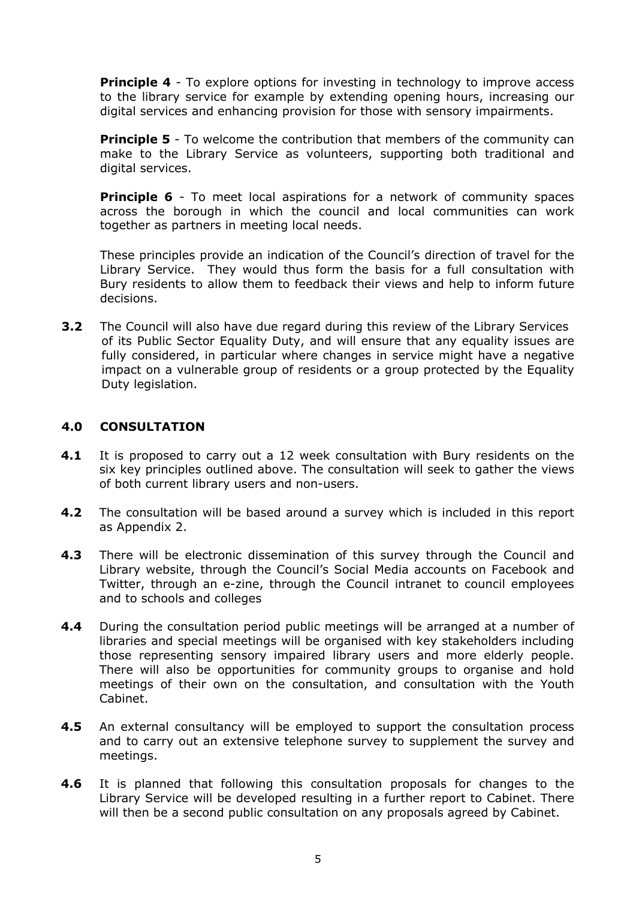**Principle 4** - To explore options for investing in technology to improve access to the library service for example by extending opening hours, increasing our digital services and enhancing provision for those with sensory impairments.

**Principle 5** - To welcome the contribution that members of the community can make to the Library Service as volunteers, supporting both traditional and digital services.

**Principle 6** - To meet local aspirations for a network of community spaces across the borough in which the council and local communities can work together as partners in meeting local needs.

These principles provide an indication of the Council's direction of travel for the Library Service. They would thus form the basis for a full consultation with Bury residents to allow them to feedback their views and help to inform future decisions.

**3.2** The Council will also have due regard during this review of the Library Services of its Public Sector Equality Duty, and will ensure that any equality issues are fully considered, in particular where changes in service might have a negative impact on a vulnerable group of residents or a group protected by the Equality Duty legislation.

## 4.0 CONSULTATION

**4.1** It is proposed to carry out a 12 week consultation with Bury residents on the six key principles outlined above. The consultation will seek to gather the views of both current library users and non-users.

**4.2** The consultation will be based around a survey which is included in this report as Appendix 2.

**4.3** There will be electronic dissemination of this survey through the Council and Library website, through the Council's Social Media accounts on Facebook and Twitter, through an e-zine, through the Council intranet to council employees and to schools and colleges

**4.4** During the consultation period public meetings will be arranged at a number of libraries and special meetings will be organised with key stakeholders including those representing sensory impaired library users and more elderly people. There will also be opportunities for community groups to organise and hold meetings of their own on the consultation, and consultation with the Youth Cabinet.

**4.5** An external consultancy will be employed to support the consultation process and to carry out an extensive telephone survey to supplement the survey and meetings.

**4.6** It is planned that following this consultation proposals for changes to the Library Service will be developed resulting in a further report to Cabinet. There will then be a second public consultation on any proposals agreed by Cabinet.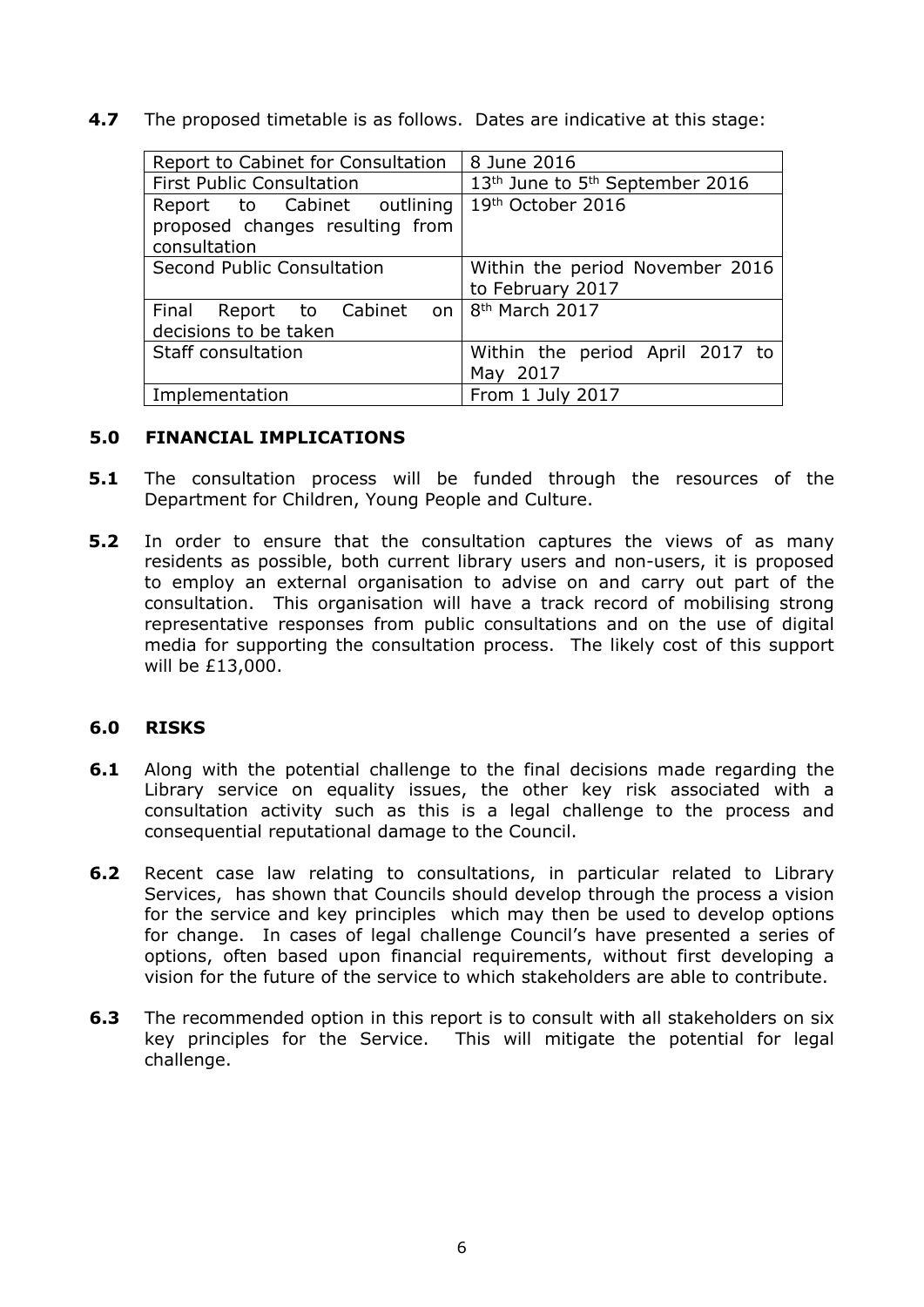**4.7** The proposed timetable is as follows. Dates are indicative at this stage:

| | |
|---|---|
| Report to Cabinet for Consultation | 8 June 2016 |
| First Public Consultation | 13th June to 5th September 2016 |
| Report to Cabinet outlining proposed changes resulting from consultation | 19th October 2016 |
| Second Public Consultation | Within the period November 2016 to February 2017 |
| Final Report to Cabinet on decisions to be taken | 8th March 2017 |
| Staff consultation | Within the period April 2017 to May 2017 |
| Implementation | From 1 July 2017 |

## 5.0 FINANCIAL IMPLICATIONS

**5.1** The consultation process will be funded through the resources of the Department for Children, Young People and Culture.

**5.2** In order to ensure that the consultation captures the views of as many residents as possible, both current library users and non-users, it is proposed to employ an external organisation to advise on and carry out part of the consultation. This organisation will have a track record of mobilising strong representative responses from public consultations and on the use of digital media for supporting the consultation process. The likely cost of this support will be £13,000.

## 6.0 RISKS

**6.1** Along with the potential challenge to the final decisions made regarding the Library service on equality issues, the other key risk associated with a consultation activity such as this is a legal challenge to the process and consequential reputational damage to the Council.

**6.2** Recent case law relating to consultations, in particular related to Library Services, has shown that Councils should develop through the process a vision for the service and key principles which may then be used to develop options for change. In cases of legal challenge Council's have presented a series of options, often based upon financial requirements, without first developing a vision for the future of the service to which stakeholders are able to contribute.

**6.3** The recommended option in this report is to consult with all stakeholders on six key principles for the Service. This will mitigate the potential for legal challenge.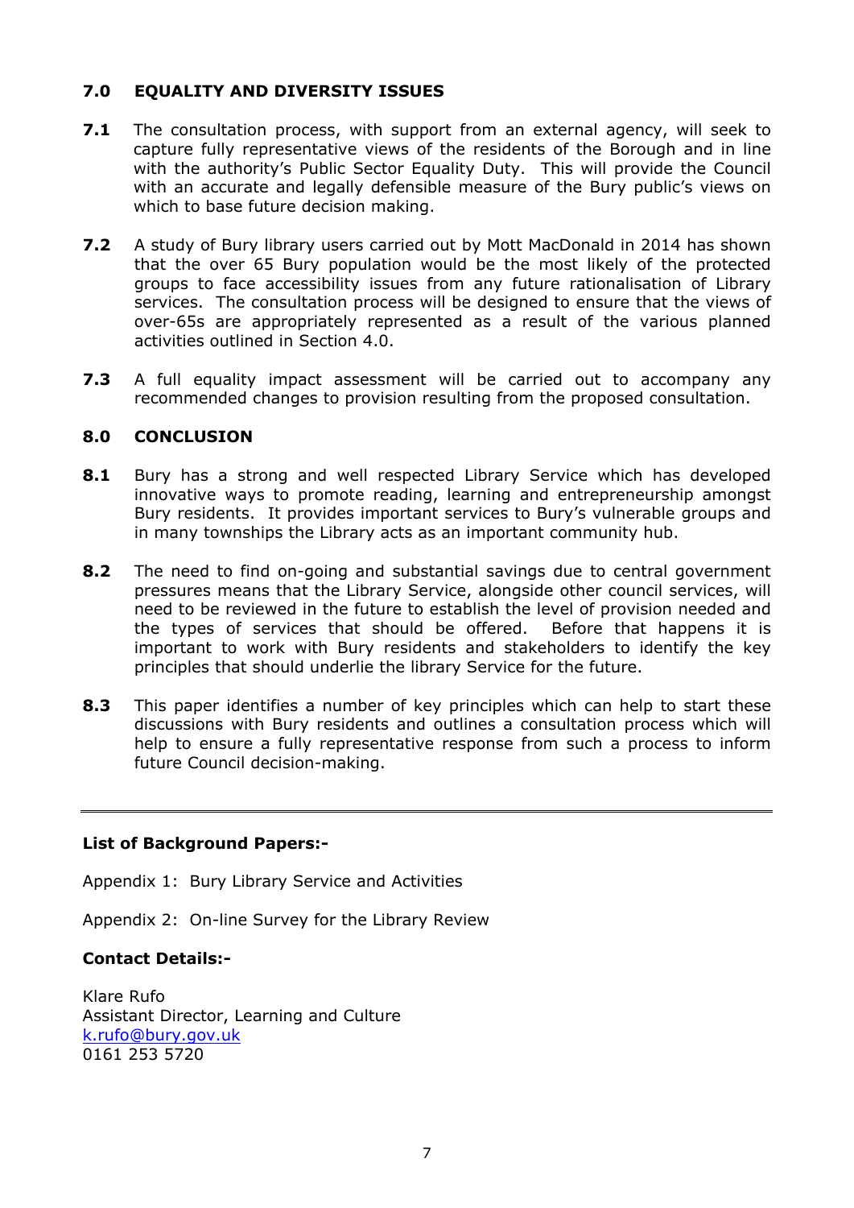## 7.0 EQUALITY AND DIVERSITY ISSUES

**7.1** The consultation process, with support from an external agency, will seek to capture fully representative views of the residents of the Borough and in line with the authority's Public Sector Equality Duty. This will provide the Council with an accurate and legally defensible measure of the Bury public's views on which to base future decision making.

**7.2** A study of Bury library users carried out by Mott MacDonald in 2014 has shown that the over 65 Bury population would be the most likely of the protected groups to face accessibility issues from any future rationalisation of Library services. The consultation process will be designed to ensure that the views of over-65s are appropriately represented as a result of the various planned activities outlined in Section 4.0.

**7.3** A full equality impact assessment will be carried out to accompany any recommended changes to provision resulting from the proposed consultation.

## 8.0 CONCLUSION

**8.1** Bury has a strong and well respected Library Service which has developed innovative ways to promote reading, learning and entrepreneurship amongst Bury residents. It provides important services to Bury's vulnerable groups and in many townships the Library acts as an important community hub.

**8.2** The need to find on-going and substantial savings due to central government pressures means that the Library Service, alongside other council services, will need to be reviewed in the future to establish the level of provision needed and the types of services that should be offered. Before that happens it is important to work with Bury residents and stakeholders to identify the key principles that should underlie the library Service for the future.

**8.3** This paper identifies a number of key principles which can help to start these discussions with Bury residents and outlines a consultation process which will help to ensure a fully representative response from such a process to inform future Council decision-making.

---

**List of Background Papers:-**

Appendix 1: Bury Library Service and Activities

Appendix 2: On-line Survey for the Library Review

**Contact Details:-**

Klare Rufo
Assistant Director, Learning and Culture
k.rufo@bury.gov.uk
0161 253 5720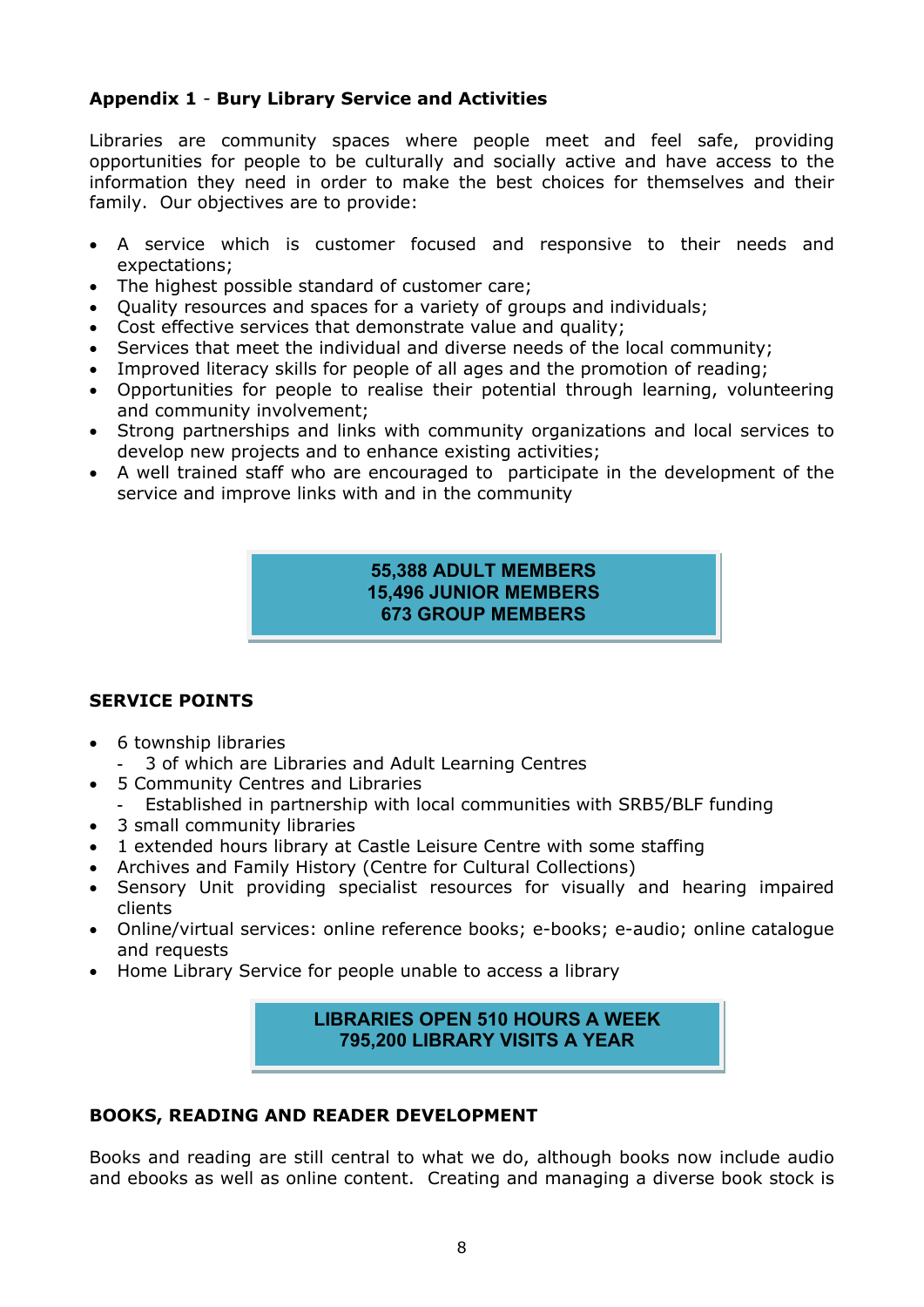**Appendix 1** - **Bury Library Service and Activities**

Libraries are community spaces where people meet and feel safe, providing opportunities for people to be culturally and socially active and have access to the information they need in order to make the best choices for themselves and their family. Our objectives are to provide:

- A service which is customer focused and responsive to their needs and expectations;
- The highest possible standard of customer care;
- Quality resources and spaces for a variety of groups and individuals;
- Cost effective services that demonstrate value and quality;
- Services that meet the individual and diverse needs of the local community;
- Improved literacy skills for people of all ages and the promotion of reading;
- Opportunities for people to realise their potential through learning, volunteering and community involvement;
- Strong partnerships and links with community organizations and local services to develop new projects and to enhance existing activities;
- A well trained staff who are encouraged to participate in the development of the service and improve links with and in the community

**55,388 ADULT MEMBERS**
**15,496 JUNIOR MEMBERS**
**673 GROUP MEMBERS**

**SERVICE POINTS**

- 6 township libraries
  - 3 of which are Libraries and Adult Learning Centres
- 5 Community Centres and Libraries
  - Established in partnership with local communities with SRB5/BLF funding
- 3 small community libraries
- 1 extended hours library at Castle Leisure Centre with some staffing
- Archives and Family History (Centre for Cultural Collections)
- Sensory Unit providing specialist resources for visually and hearing impaired clients
- Online/virtual services: online reference books; e-books; e-audio; online catalogue and requests
- Home Library Service for people unable to access a library

**LIBRARIES OPEN 510 HOURS A WEEK**
**795,200 LIBRARY VISITS A YEAR**

**BOOKS, READING AND READER DEVELOPMENT**

Books and reading are still central to what we do, although books now include audio and ebooks as well as online content. Creating and managing a diverse book stock is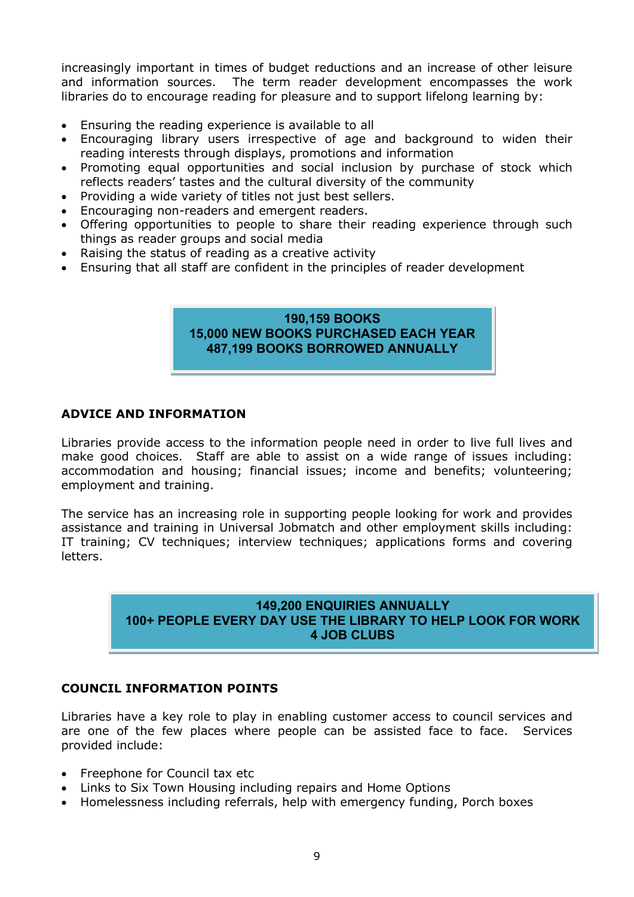increasingly important in times of budget reductions and an increase of other leisure and information sources. The term reader development encompasses the work libraries do to encourage reading for pleasure and to support lifelong learning by:

- Ensuring the reading experience is available to all
- Encouraging library users irrespective of age and background to widen their reading interests through displays, promotions and information
- Promoting equal opportunities and social inclusion by purchase of stock which reflects readers' tastes and the cultural diversity of the community
- Providing a wide variety of titles not just best sellers.
- Encouraging non-readers and emergent readers.
- Offering opportunities to people to share their reading experience through such things as reader groups and social media
- Raising the status of reading as a creative activity
- Ensuring that all staff are confident in the principles of reader development

**190,159 BOOKS**
**15,000 NEW BOOKS PURCHASED EACH YEAR**
**487,199 BOOKS BORROWED ANNUALLY**

## ADVICE AND INFORMATION

Libraries provide access to the information people need in order to live full lives and make good choices. Staff are able to assist on a wide range of issues including: accommodation and housing; financial issues; income and benefits; volunteering; employment and training.

The service has an increasing role in supporting people looking for work and provides assistance and training in Universal Jobmatch and other employment skills including: IT training; CV techniques; interview techniques; applications forms and covering letters.

**149,200 ENQUIRIES ANNUALLY**
**100+ PEOPLE EVERY DAY USE THE LIBRARY TO HELP LOOK FOR WORK**
**4 JOB CLUBS**

## COUNCIL INFORMATION POINTS

Libraries have a key role to play in enabling customer access to council services and are one of the few places where people can be assisted face to face. Services provided include:

- Freephone for Council tax etc
- Links to Six Town Housing including repairs and Home Options
- Homelessness including referrals, help with emergency funding, Porch boxes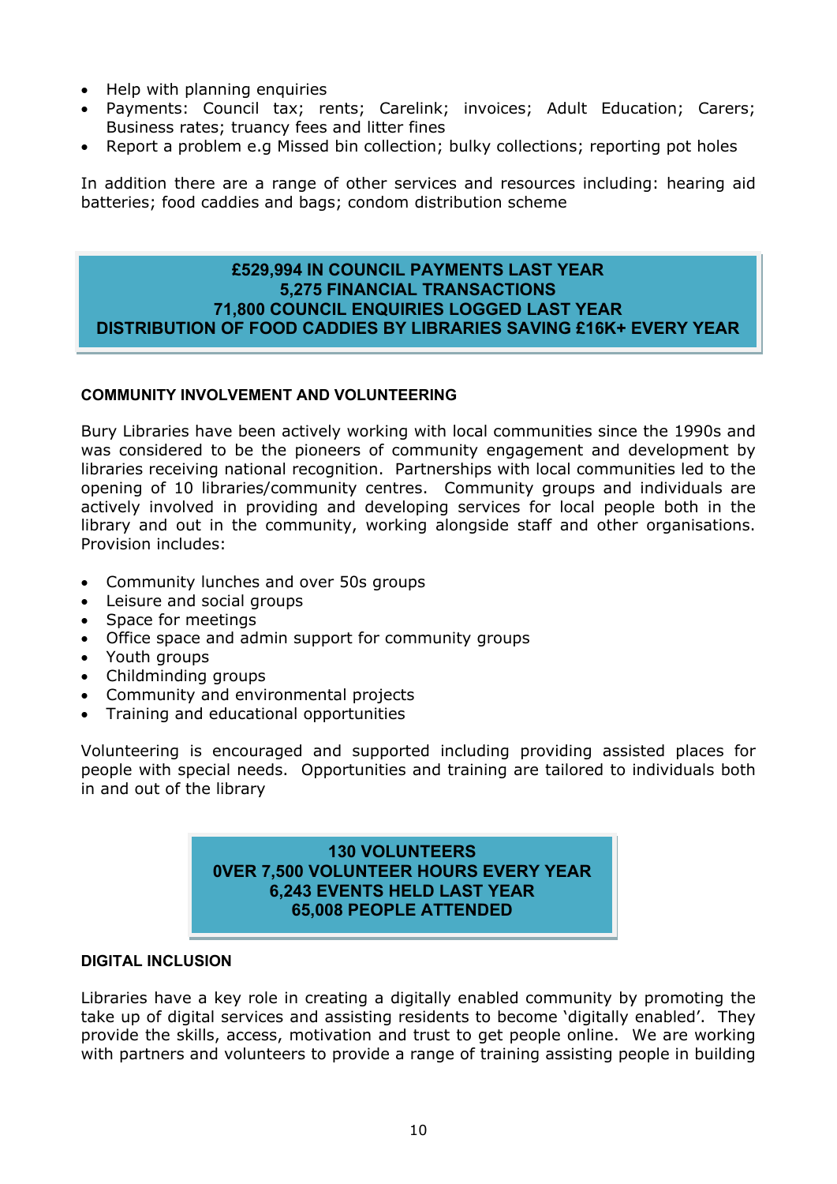- Help with planning enquiries
- Payments: Council tax; rents; Carelink; invoices; Adult Education; Carers; Business rates; truancy fees and litter fines
- Report a problem e.g Missed bin collection; bulky collections; reporting pot holes

In addition there are a range of other services and resources including: hearing aid batteries; food caddies and bags; condom distribution scheme

**£529,994 IN COUNCIL PAYMENTS LAST YEAR**
**5,275 FINANCIAL TRANSACTIONS**
**71,800 COUNCIL ENQUIRIES LOGGED LAST YEAR**
**DISTRIBUTION OF FOOD CADDIES BY LIBRARIES SAVING £16K+ EVERY YEAR**

### COMMUNITY INVOLVEMENT AND VOLUNTEERING

Bury Libraries have been actively working with local communities since the 1990s and was considered to be the pioneers of community engagement and development by libraries receiving national recognition. Partnerships with local communities led to the opening of 10 libraries/community centres. Community groups and individuals are actively involved in providing and developing services for local people both in the library and out in the community, working alongside staff and other organisations. Provision includes:

- Community lunches and over 50s groups
- Leisure and social groups
- Space for meetings
- Office space and admin support for community groups
- Youth groups
- Childminding groups
- Community and environmental projects
- Training and educational opportunities

Volunteering is encouraged and supported including providing assisted places for people with special needs. Opportunities and training are tailored to individuals both in and out of the library

**130 VOLUNTEERS**
**0VER 7,500 VOLUNTEER HOURS EVERY YEAR**
**6,243 EVENTS HELD LAST YEAR**
**65,008 PEOPLE ATTENDED**

### DIGITAL INCLUSION

Libraries have a key role in creating a digitally enabled community by promoting the take up of digital services and assisting residents to become 'digitally enabled'. They provide the skills, access, motivation and trust to get people online. We are working with partners and volunteers to provide a range of training assisting people in building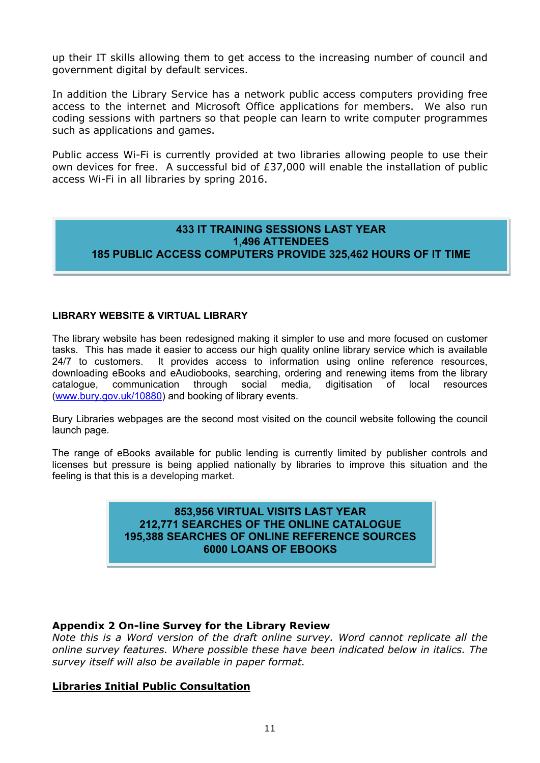up their IT skills allowing them to get access to the increasing number of council and government digital by default services.

In addition the Library Service has a network public access computers providing free access to the internet and Microsoft Office applications for members. We also run coding sessions with partners so that people can learn to write computer programmes such as applications and games.

Public access Wi-Fi is currently provided at two libraries allowing people to use their own devices for free. A successful bid of £37,000 will enable the installation of public access Wi-Fi in all libraries by spring 2016.

**433 IT TRAINING SESSIONS LAST YEAR**
**1,496 ATTENDEES**
**185 PUBLIC ACCESS COMPUTERS PROVIDE 325,462 HOURS OF IT TIME**

**LIBRARY WEBSITE & VIRTUAL LIBRARY**

The library website has been redesigned making it simpler to use and more focused on customer tasks. This has made it easier to access our high quality online library service which is available 24/7 to customers. It provides access to information using online reference resources, downloading eBooks and eAudiobooks, searching, ordering and renewing items from the library catalogue, communication through social media, digitisation of local resources (www.bury.gov.uk/10880) and booking of library events.

Bury Libraries webpages are the second most visited on the council website following the council launch page.

The range of eBooks available for public lending is currently limited by publisher controls and licenses but pressure is being applied nationally by libraries to improve this situation and the feeling is that this is a developing market.

**853,956 VIRTUAL VISITS LAST YEAR**
**212,771 SEARCHES OF THE ONLINE CATALOGUE**
**195,388 SEARCHES OF ONLINE REFERENCE SOURCES**
**6000 LOANS OF EBOOKS**

**Appendix 2 On-line Survey for the Library Review**
*Note this is a Word version of the draft online survey. Word cannot replicate all the online survey features. Where possible these have been indicated below in italics. The survey itself will also be available in paper format.*

**Libraries Initial Public Consultation**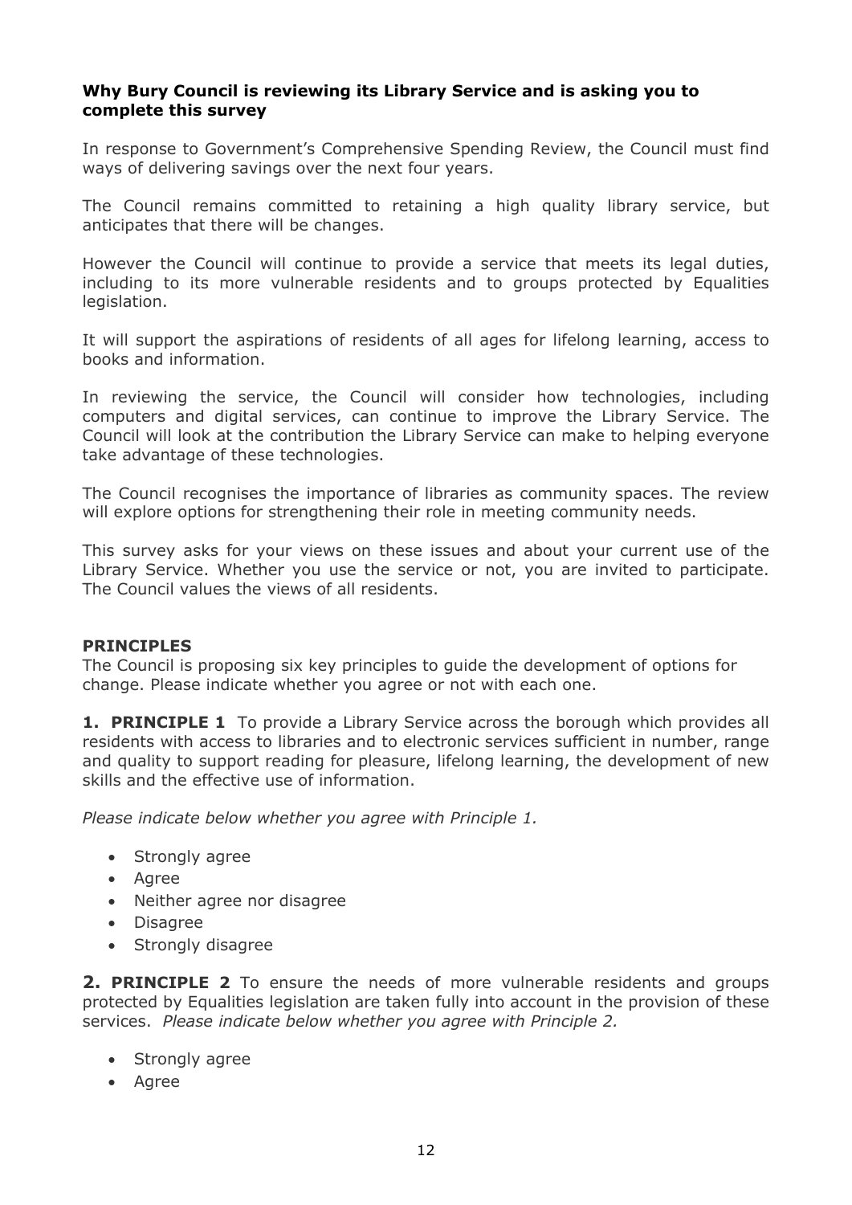**Why Bury Council is reviewing its Library Service and is asking you to complete this survey**

In response to Government's Comprehensive Spending Review, the Council must find ways of delivering savings over the next four years.

The Council remains committed to retaining a high quality library service, but anticipates that there will be changes.

However the Council will continue to provide a service that meets its legal duties, including to its more vulnerable residents and to groups protected by Equalities legislation.

It will support the aspirations of residents of all ages for lifelong learning, access to books and information.

In reviewing the service, the Council will consider how technologies, including computers and digital services, can continue to improve the Library Service. The Council will look at the contribution the Library Service can make to helping everyone take advantage of these technologies.

The Council recognises the importance of libraries as community spaces. The review will explore options for strengthening their role in meeting community needs.

This survey asks for your views on these issues and about your current use of the Library Service. Whether you use the service or not, you are invited to participate. The Council values the views of all residents.

**PRINCIPLES**

The Council is proposing six key principles to guide the development of options for change. Please indicate whether you agree or not with each one.

**1. PRINCIPLE 1** To provide a Library Service across the borough which provides all residents with access to libraries and to electronic services sufficient in number, range and quality to support reading for pleasure, lifelong learning, the development of new skills and the effective use of information.

*Please indicate below whether you agree with Principle 1.*

- Strongly agree
- Agree
- Neither agree nor disagree
- Disagree
- Strongly disagree

**2. PRINCIPLE 2** To ensure the needs of more vulnerable residents and groups protected by Equalities legislation are taken fully into account in the provision of these services. *Please indicate below whether you agree with Principle 2.*

- Strongly agree
- Agree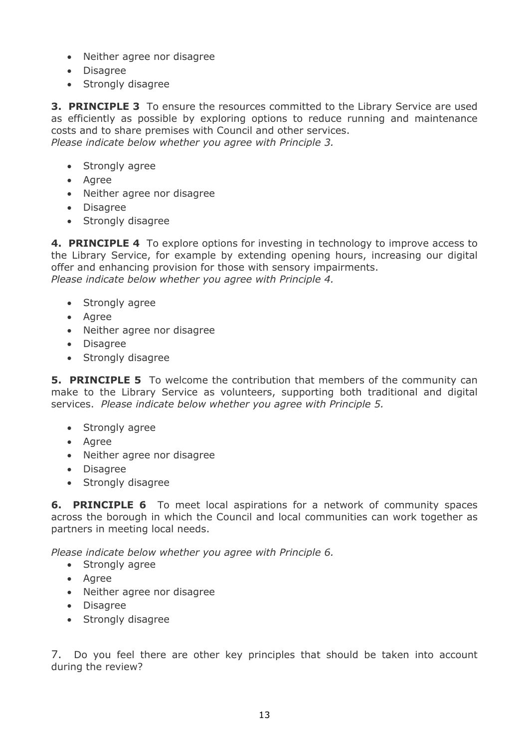- Neither agree nor disagree
- Disagree
- Strongly disagree

**3. PRINCIPLE 3** To ensure the resources committed to the Library Service are used as efficiently as possible by exploring options to reduce running and maintenance costs and to share premises with Council and other services.
*Please indicate below whether you agree with Principle 3.*

- Strongly agree
- Agree
- Neither agree nor disagree
- Disagree
- Strongly disagree

**4. PRINCIPLE 4** To explore options for investing in technology to improve access to the Library Service, for example by extending opening hours, increasing our digital offer and enhancing provision for those with sensory impairments.
*Please indicate below whether you agree with Principle 4.*

- Strongly agree
- Agree
- Neither agree nor disagree
- Disagree
- Strongly disagree

**5. PRINCIPLE 5** To welcome the contribution that members of the community can make to the Library Service as volunteers, supporting both traditional and digital services. *Please indicate below whether you agree with Principle 5.*

- Strongly agree
- Agree
- Neither agree nor disagree
- Disagree
- Strongly disagree

**6. PRINCIPLE 6** To meet local aspirations for a network of community spaces across the borough in which the Council and local communities can work together as partners in meeting local needs.

*Please indicate below whether you agree with Principle 6.*

- Strongly agree
- Agree
- Neither agree nor disagree
- Disagree
- Strongly disagree

7. Do you feel there are other key principles that should be taken into account during the review?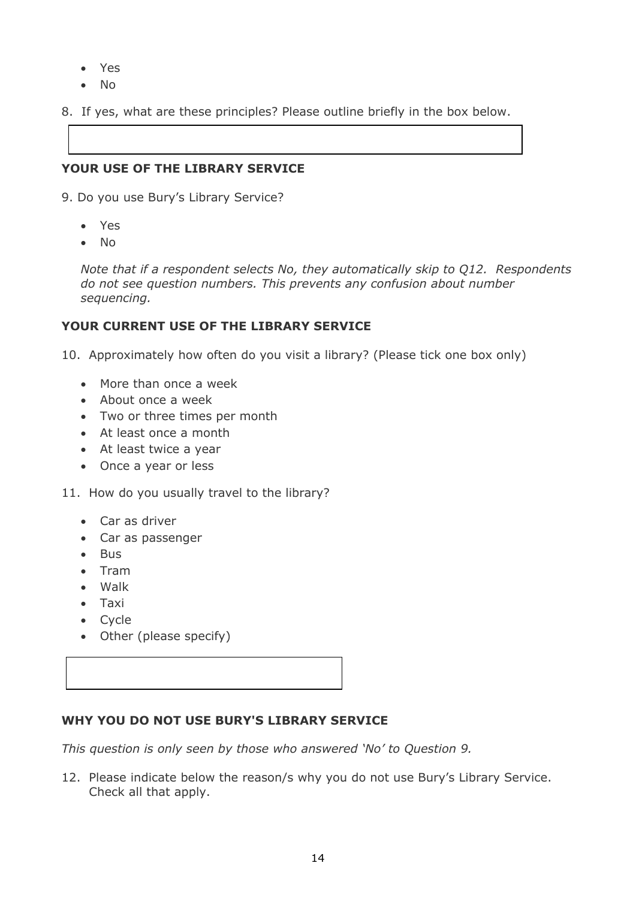- Yes
- No

8. If yes, what are these principles? Please outline briefly in the box below.

**YOUR USE OF THE LIBRARY SERVICE**

9. Do you use Bury's Library Service?

   - Yes
   - No

   *Note that if a respondent selects No, they automatically skip to Q12. Respondents do not see question numbers. This prevents any confusion about number sequencing.*

**YOUR CURRENT USE OF THE LIBRARY SERVICE**

10. Approximately how often do you visit a library? (Please tick one box only)

    - More than once a week
    - About once a week
    - Two or three times per month
    - At least once a month
    - At least twice a year
    - Once a year or less

11. How do you usually travel to the library?

    - Car as driver
    - Car as passenger
    - Bus
    - Tram
    - Walk
    - Taxi
    - Cycle
    - Other (please specify)

**WHY YOU DO NOT USE BURY'S LIBRARY SERVICE**

*This question is only seen by those who answered 'No' to Question 9.*

12. Please indicate below the reason/s why you do not use Bury's Library Service. Check all that apply.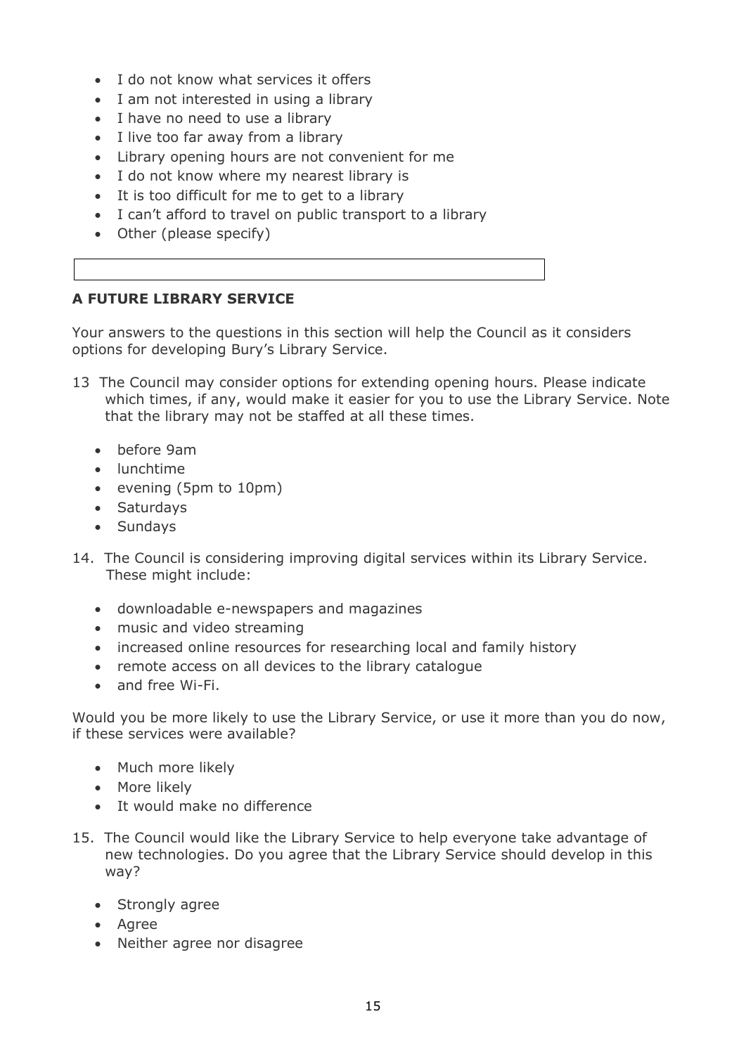- I do not know what services it offers
- I am not interested in using a library
- I have no need to use a library
- I live too far away from a library
- Library opening hours are not convenient for me
- I do not know where my nearest library is
- It is too difficult for me to get to a library
- I can't afford to travel on public transport to a library
- Other (please specify)

### A FUTURE LIBRARY SERVICE

Your answers to the questions in this section will help the Council as it considers options for developing Bury's Library Service.

13 The Council may consider options for extending opening hours. Please indicate which times, if any, would make it easier for you to use the Library Service. Note that the library may not be staffed at all these times.

- before 9am
- lunchtime
- evening (5pm to 10pm)
- Saturdays
- Sundays

14. The Council is considering improving digital services within its Library Service. These might include:

- downloadable e-newspapers and magazines
- music and video streaming
- increased online resources for researching local and family history
- remote access on all devices to the library catalogue
- and free Wi-Fi.

Would you be more likely to use the Library Service, or use it more than you do now, if these services were available?

- Much more likely
- More likely
- It would make no difference

15. The Council would like the Library Service to help everyone take advantage of new technologies. Do you agree that the Library Service should develop in this way?

- Strongly agree
- Agree
- Neither agree nor disagree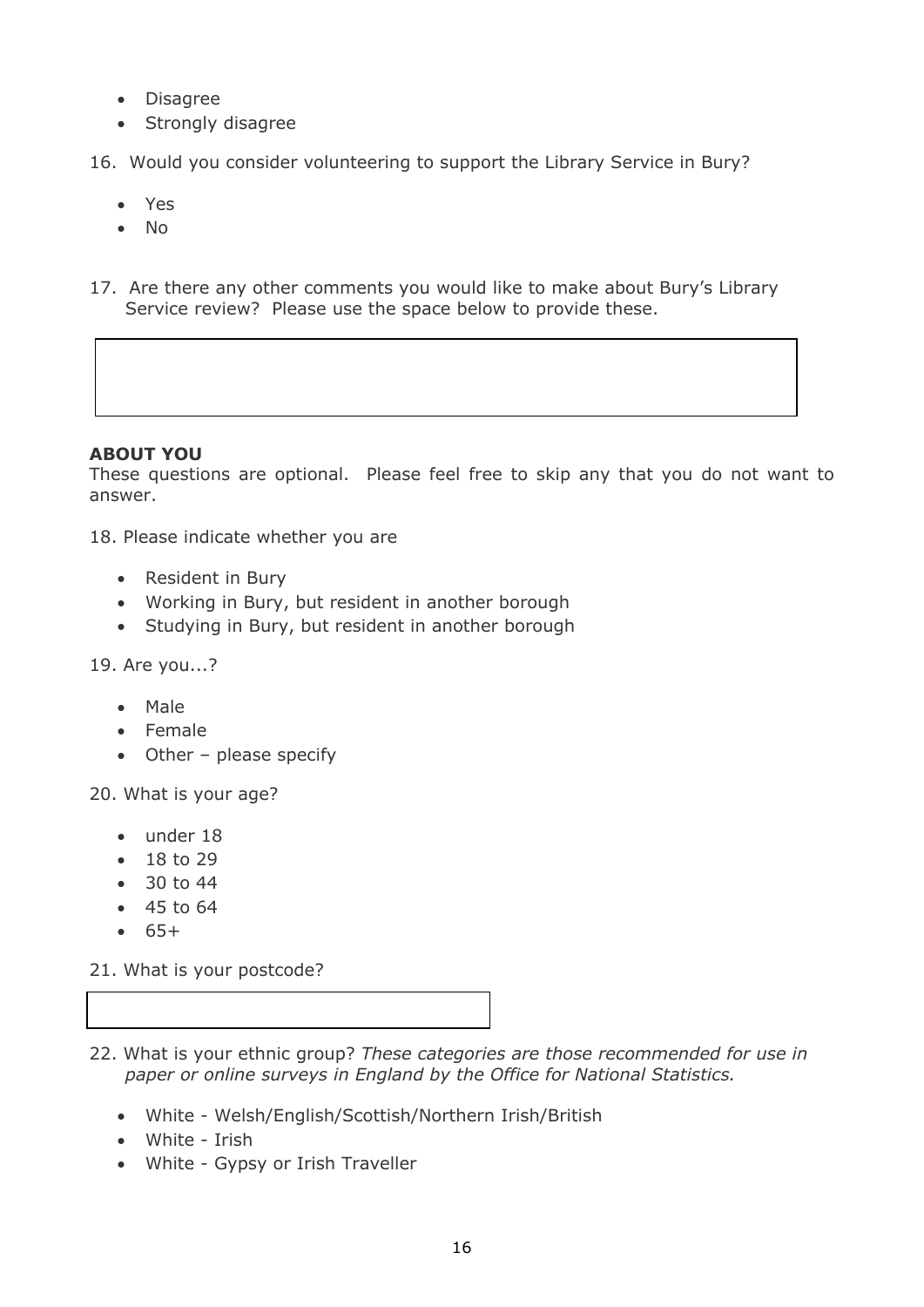- Disagree
- Strongly disagree

16. Would you consider volunteering to support the Library Service in Bury?

- Yes
- No

17. Are there any other comments you would like to make about Bury's Library Service review? Please use the space below to provide these.

**ABOUT YOU**

These questions are optional. Please feel free to skip any that you do not want to answer.

18. Please indicate whether you are

- Resident in Bury
- Working in Bury, but resident in another borough
- Studying in Bury, but resident in another borough

19. Are you...?

- Male
- Female
- Other – please specify

20. What is your age?

- under 18
- 18 to 29
- 30 to 44
- 45 to 64
- 65+

21. What is your postcode?

22. What is your ethnic group? *These categories are those recommended for use in paper or online surveys in England by the Office for National Statistics.*

- White - Welsh/English/Scottish/Northern Irish/British
- White - Irish
- White - Gypsy or Irish Traveller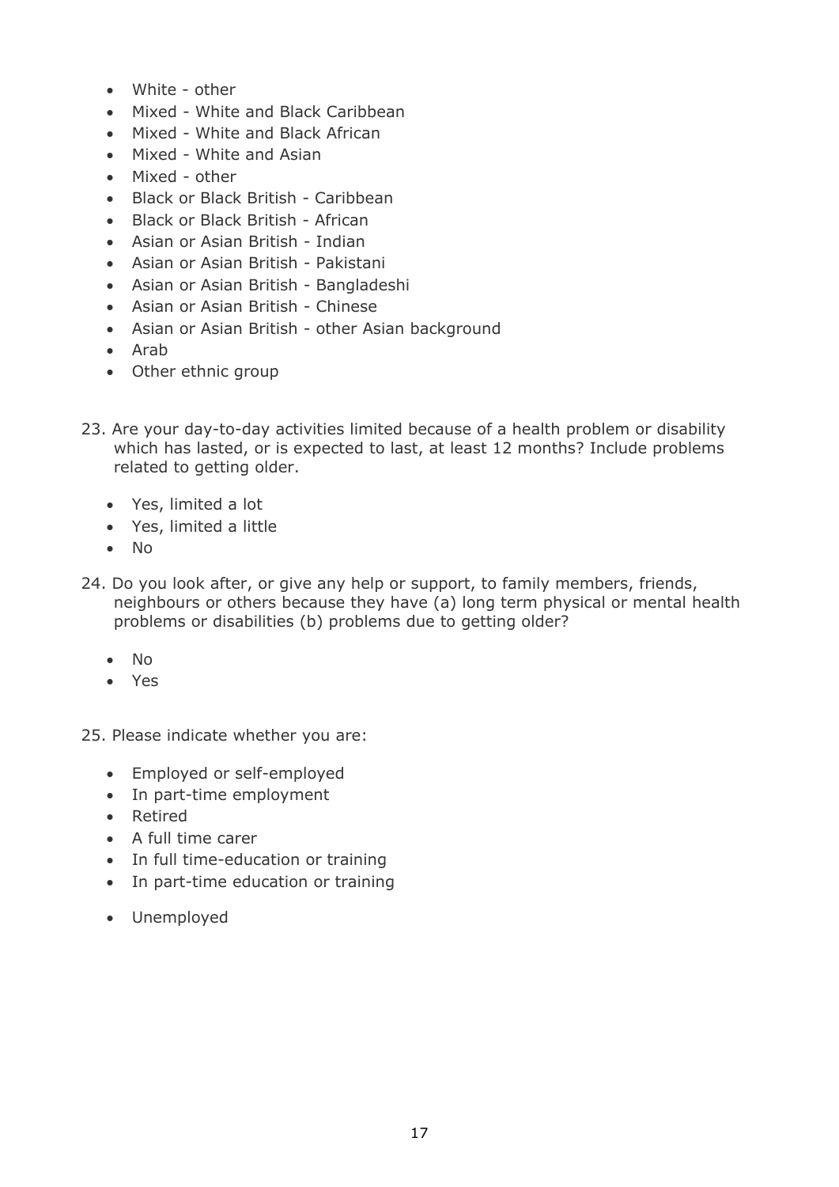- White - other
- Mixed - White and Black Caribbean
- Mixed - White and Black African
- Mixed - White and Asian
- Mixed - other
- Black or Black British - Caribbean
- Black or Black British - African
- Asian or Asian British - Indian
- Asian or Asian British - Pakistani
- Asian or Asian British - Bangladeshi
- Asian or Asian British - Chinese
- Asian or Asian British - other Asian background
- Arab
- Other ethnic group

23. Are your day-to-day activities limited because of a health problem or disability which has lasted, or is expected to last, at least 12 months? Include problems related to getting older.

    - Yes, limited a lot
    - Yes, limited a little
    - No

24. Do you look after, or give any help or support, to family members, friends, neighbours or others because they have (a) long term physical or mental health problems or disabilities (b) problems due to getting older?

    - No
    - Yes

25. Please indicate whether you are:

    - Employed or self-employed
    - In part-time employment
    - Retired
    - A full time carer
    - In full time-education or training
    - In part-time education or training
    - Unemployed